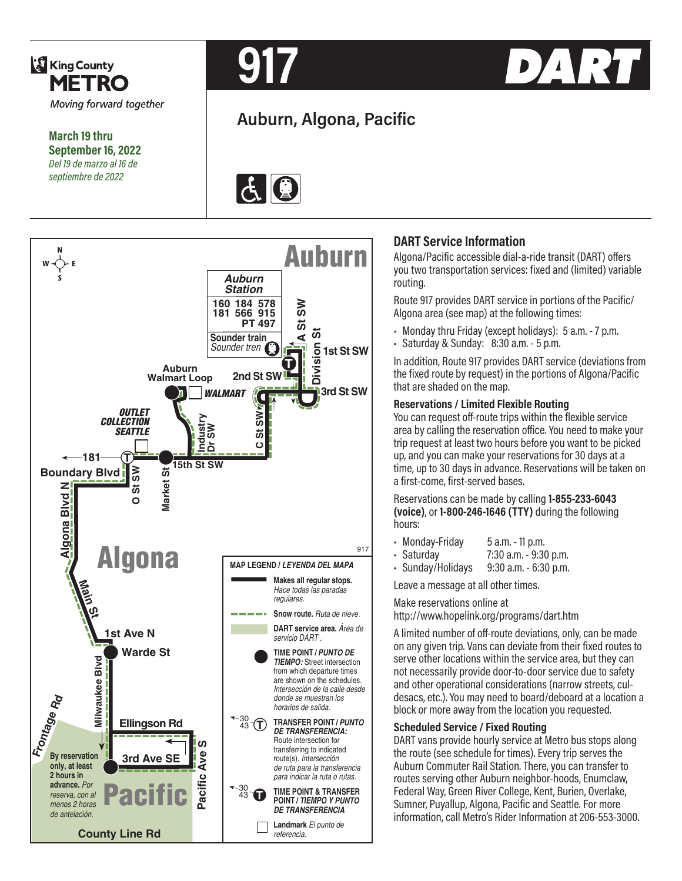King County METRO

*Moving forward together*

**March 19 thru September 16, 2022**
*Del 19 de marzo al 16 de septiembre de 2022*

# 917 DART

## Auburn, Algona, Pacific

Auburn

Auburn Station
160 184 578
181 566 915
PT 497
Sounder train
*Sounder tren*

A St SW
Division St
1st St SW
2nd St SW
3rd St SW
Auburn Walmart Loop
WALMART
OUTLET COLLECTION SEATTLE
Industry Dr SW
C St SW
181
Boundary Blvd
O St SW
Market St
15th St SW
Algona Blvd N
Algona
Main St
1st Ave N
Warde St
Milwaukee Blvd
Frontage Rd
Ellingson Rd
3rd Ave SE
Pacific Ave S
By reservation only, at least 2 hours in advance. *Por reserva, con al menos 2 horas de antelación.*
Pacific
County Line Rd

**MAP LEGEND /** ***LEYENDA DEL MAPA***

- **Makes all regular stops.** *Hace todas las paradas regulares.*
- **Snow route.** *Ruta de nieve.*
- **DART service area.** *Área de servicio DART.*
- **TIME POINT /** ***PUNTO DE TIEMPO:*** Street intersection from which departure times are shown on the schedules. *Intersección de la calle desde donde se muestran los horarios de salida.*
- **TRANSFER POINT /** ***PUNTO DE TRANSFERENCIA:*** Route intersection for transferring to indicated route(s). *Intersección de ruta para indicar la ruta o rutas.*
- **TIME POINT & TRANSFER POINT /** ***TIEMPO Y PUNTO DE TRANSFERENCIA***
- **Landmark** *El punto de referencia.*

## DART Service Information

Algona/Pacific accessible dial-a-ride transit (DART) offers you two transportation services: fixed and (limited) variable routing.

Route 917 provides DART service in portions of the Pacific/Algona area (see map) at the following times:

- Monday thru Friday (except holidays): 5 a.m. - 7 p.m.
- Saturday & Sunday: 8:30 a.m. - 5 p.m.

In addition, Route 917 provides DART service (deviations from the fixed route by request) in the portions of Algona/Pacific that are shaded on the map.

### Reservations / Limited Flexible Routing

You can request off-route trips within the flexible service area by calling the reservation office. You need to make your trip request at least two hours before you want to be picked up, and you can make your reservations for 30 days at a time, up to 30 days in advance. Reservations will be taken on a first-come, first-served bases.

Reservations can be made by calling **1-855-233-6043 (voice)**, or **1-800-246-1646 (TTY)** during the following hours:

- Monday-Friday 5 a.m. - 11 p.m.
- Saturday 7:30 a.m. - 9:30 p.m.
- Sunday/Holidays 9:30 a.m. - 6:30 p.m.

Leave a message at all other times.

Make reservations online at http://www.hopelink.org/programs/dart.htm

A limited number of off-route deviations, only, can be made on any given trip. Vans can deviate from their fixed routes to serve other locations within the service area, but they can not necessarily provide door-to-door service due to safety and other operational considerations (narrow streets, cul-desacs, etc.). You may need to board/deboard at a location a block or more away from the location you requested.

### Scheduled Service / Fixed Routing

DART vans provide hourly service at Metro bus stops along the route (see schedule for times). Every trip serves the Auburn Commuter Rail Station. There, you can transfer to routes serving other Auburn neighbor-hoods, Enumclaw, Federal Way, Green River College, Kent, Burien, Overlake, Sumner, Puyallup, Algona, Pacific and Seattle. For more information, call Metro's Rider Information at 206-553-3000.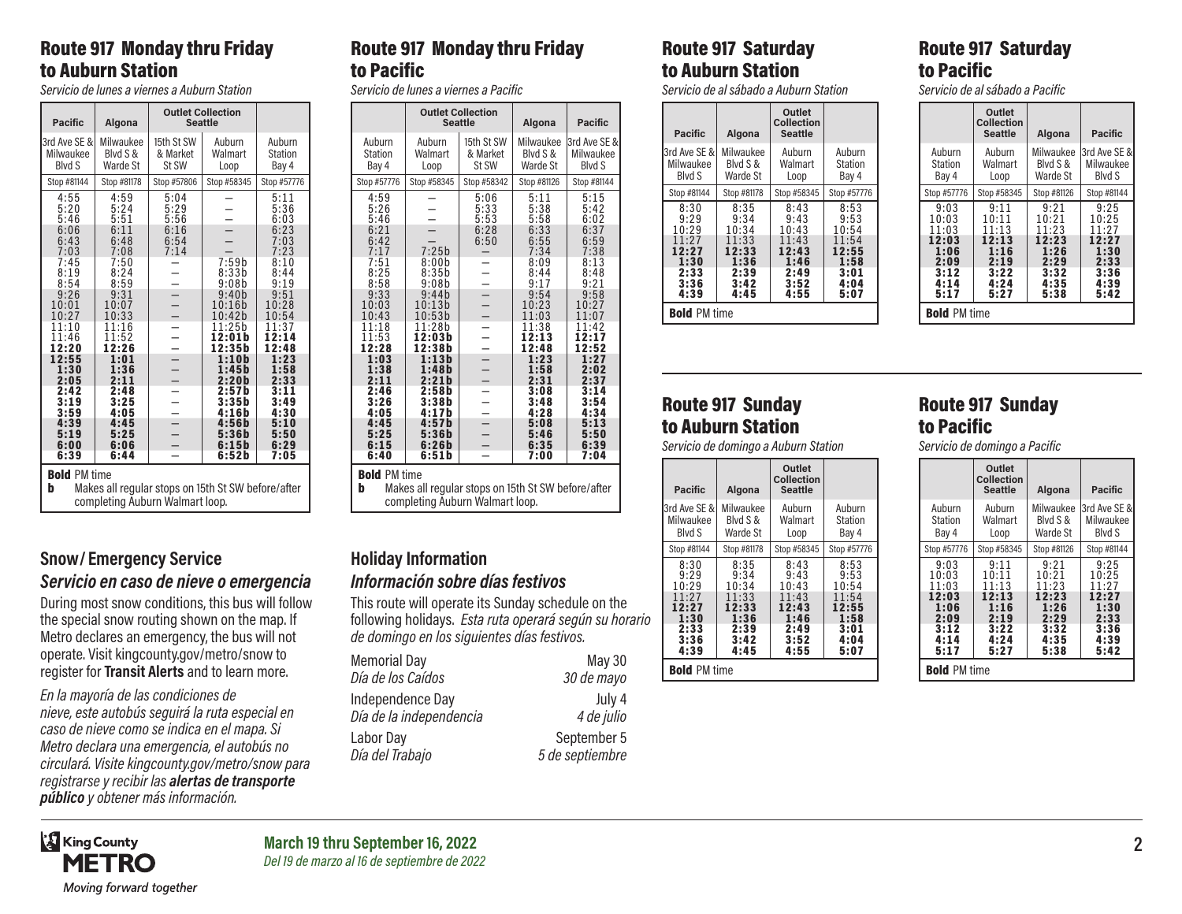## Route 917 Monday thru Friday to Auburn Station

*Servicio de lunes a viernes a Auburn Station*

| Pacific | Algona | Outlet Collection Seattle | | |
|---|---|---|---|---|
| 3rd Ave SE & Milwaukee Blvd S | Milwaukee Blvd S & Warde St | 15th St SW & Market St SW | Auburn Walmart Loop | Auburn Station Bay 4 |
| Stop #81144 | Stop #81178 | Stop #57806 | Stop #58345 | Stop #57776 |
| 4:55 | 4:59 | 5:04 | — | 5:11 |
| 5:20 | 5:24 | 5:29 | — | 5:36 |
| 5:46 | 5:51 | 5:56 | — | 6:03 |
| 6:06 | 6:11 | 6:16 | — | 6:23 |
| 6:43 | 6:48 | 6:54 | — | 7:03 |
| 7:03 | 7:08 | 7:14 | — | 7:23 |
| 7:45 | 7:50 | — | 7:59b | 8:10 |
| 8:19 | 8:24 | — | 8:33b | 8:44 |
| 8:54 | 8:59 | — | 9:08b | 9:19 |
| 9:26 | 9:31 | — | 9:40b | 9:51 |
| 10:01 | 10:07 | — | 10:16b | 10:28 |
| 10:27 | 10:33 | — | 10:42b | 10:54 |
| 11:10 | 11:16 | — | 11:25b | 11:37 |
| 11:46 | 11:52 | — | **12:01b** | **12:14** |
| **12:20** | **12:26** | — | **12:35b** | **12:48** |
| **12:55** | **1:01** | — | **1:10b** | **1:23** |
| **1:30** | **1:36** | — | **1:45b** | **1:58** |
| **2:05** | **2:11** | — | **2:20b** | **2:33** |
| **2:42** | **2:48** | — | **2:57b** | **3:11** |
| **3:19** | **3:25** | — | **3:35b** | **3:49** |
| **3:59** | **4:05** | — | **4:16b** | **4:30** |
| **4:39** | **4:45** | — | **4:56b** | **5:10** |
| **5:19** | **5:25** | — | **5:36b** | **5:50** |
| **6:00** | **6:06** | — | **6:15b** | **6:29** |
| **6:39** | **6:44** | — | **6:52b** | **7:05** |

**Bold** PM time

**b** Makes all regular stops on 15th St SW before/after completing Auburn Walmart loop.

## Route 917 Monday thru Friday to Pacific

*Servicio de lunes a viernes a Pacific*

| | Outlet Collection Seattle | | Algona | Pacific |
|---|---|---|---|---|
| Auburn Station Bay 4 | Auburn Walmart Loop | 15th St SW & Market St SW | Milwaukee Blvd S & Warde St | 3rd Ave SE & Milwaukee Blvd S |
| Stop #57776 | Stop #58345 | Stop #58342 | Stop #81126 | Stop #81144 |
| 4:59 | — | 5:06 | 5:11 | 5:15 |
| 5:26 | — | 5:33 | 5:38 | 5:42 |
| 5:46 | — | 5:53 | 5:58 | 6:02 |
| 6:21 | — | 6:28 | 6:33 | 6:37 |
| 6:42 | — | 6:50 | 6:55 | 6:59 |
| 7:17 | 7:25b | — | 7:34 | 7:38 |
| 7:51 | 8:00b | — | 8:09 | 8:13 |
| 8:25 | 8:35b | — | 8:44 | 8:48 |
| 8:58 | 9:08b | — | 9:17 | 9:21 |
| 9:33 | 9:44b | — | 9:54 | 9:58 |
| 10:03 | 10:13b | — | 10:23 | 10:27 |
| 10:43 | 10:53b | — | 11:03 | 11:07 |
| 11:18 | 11:28b | — | 11:38 | 11:42 |
| 11:53 | **12:03b** | — | **12:13** | **12:17** |
| **12:28** | **12:38b** | — | **12:48** | **12:52** |
| **1:03** | **1:13b** | — | **1:23** | **1:27** |
| **1:38** | **1:48b** | — | **1:58** | **2:02** |
| **2:11** | **2:21b** | — | **2:31** | **2:37** |
| **2:46** | **2:58b** | — | **3:08** | **3:14** |
| **3:26** | **3:38b** | — | **3:48** | **3:54** |
| **4:05** | **4:17b** | — | **4:28** | **4:34** |
| **4:45** | **4:57b** | — | **5:08** | **5:13** |
| **5:25** | **5:36b** | — | **5:46** | **5:50** |
| **6:15** | **6:26b** | — | **6:35** | **6:39** |
| **6:40** | **6:51b** | — | **7:00** | **7:04** |

**Bold** PM time

**b** Makes all regular stops on 15th St SW before/after completing Auburn Walmart loop.

## Route 917 Saturday to Auburn Station

*Servicio de al sábado a Auburn Station*

| Pacific | Algona | Outlet Collection Seattle | |
|---|---|---|---|
| 3rd Ave SE & Milwaukee Blvd S | Milwaukee Blvd S & Warde St | Auburn Walmart Loop | Auburn Station Bay 4 |
| Stop #81144 | Stop #81178 | Stop #58345 | Stop #57776 |
| 8:30 | 8:35 | 8:43 | 8:53 |
| 9:29 | 9:34 | 9:43 | 9:53 |
| 10:29 | 10:34 | 10:43 | 10:54 |
| 11:27 | 11:33 | 11:43 | 11:54 |
| **12:27** | **12:33** | **12:43** | **12:55** |
| **1:30** | **1:36** | **1:46** | **1:58** |
| **2:33** | **2:39** | **2:49** | **3:01** |
| **3:36** | **3:42** | **3:52** | **4:04** |
| **4:39** | **4:45** | **4:55** | **5:07** |

**Bold** PM time

## Route 917 Saturday to Pacific

*Servicio de al sábado a Pacific*

| | Outlet Collection Seattle | Algona | Pacific |
|---|---|---|---|
| Auburn Station Bay 4 | Auburn Walmart Loop | Milwaukee Blvd S & Warde St | 3rd Ave SE & Milwaukee Blvd S |
| Stop #57776 | Stop #58345 | Stop #81126 | Stop #81144 |
| 9:03 | 9:11 | 9:21 | 9:25 |
| 10:03 | 10:11 | 10:21 | 10:25 |
| 11:03 | 11:13 | 11:23 | 11:27 |
| **12:03** | **12:13** | **12:23** | **12:27** |
| **1:06** | **1:16** | **1:26** | **1:30** |
| **2:09** | **2:19** | **2:29** | **2:33** |
| **3:12** | **3:22** | **3:32** | **3:36** |
| **4:14** | **4:24** | **4:35** | **4:39** |
| **5:17** | **5:27** | **5:38** | **5:42** |

**Bold** PM time

## Route 917 Sunday to Auburn Station

*Servicio de domingo a Auburn Station*

| Pacific | Algona | Outlet Collection Seattle | |
|---|---|---|---|
| 3rd Ave SE & Milwaukee Blvd S | Milwaukee Blvd S & Warde St | Auburn Walmart Loop | Auburn Station Bay 4 |
| Stop #81144 | Stop #81178 | Stop #58345 | Stop #57776 |
| 8:30 | 8:35 | 8:43 | 8:53 |
| 9:29 | 9:34 | 9:43 | 9:53 |
| 10:29 | 10:34 | 10:43 | 10:54 |
| 11:27 | 11:33 | 11:43 | 11:54 |
| **12:27** | **12:33** | **12:43** | **12:55** |
| **1:30** | **1:36** | **1:46** | **1:58** |
| **2:33** | **2:39** | **2:49** | **3:01** |
| **3:36** | **3:42** | **3:52** | **4:04** |
| **4:39** | **4:45** | **4:55** | **5:07** |

**Bold** PM time

## Route 917 Sunday to Pacific

*Servicio de domingo a Pacific*

| | Outlet Collection Seattle | Algona | Pacific |
|---|---|---|---|
| Auburn Station Bay 4 | Auburn Walmart Loop | Milwaukee Blvd S & Warde St | 3rd Ave SE & Milwaukee Blvd S |
| Stop #57776 | Stop #58345 | Stop #81126 | Stop #81144 |
| 9:03 | 9:11 | 9:21 | 9:25 |
| 10:03 | 10:11 | 10:21 | 10:25 |
| 11:03 | 11:13 | 11:23 | 11:27 |
| **12:03** | **12:13** | **12:23** | **12:27** |
| **1:06** | **1:16** | **1:26** | **1:30** |
| **2:09** | **2:19** | **2:29** | **2:33** |
| **3:12** | **3:22** | **3:32** | **3:36** |
| **4:14** | **4:24** | **4:35** | **4:39** |
| **5:17** | **5:27** | **5:38** | **5:42** |

**Bold** PM time

## Snow/ Emergency Service

### *Servicio en caso de nieve o emergencia*

During most snow conditions, this bus will follow the special snow routing shown on the map. If Metro declares an emergency, the bus will not operate. Visit kingcounty.gov/metro/snow to register for **Transit Alerts** and to learn more.

*En la mayoría de las condiciones de nieve, este autobús seguirá la ruta especial en caso de nieve como se indica en el mapa. Si Metro declara una emergencia, el autobús no circulará. Visite kingcounty.gov/metro/snow para registrarse y recibir las **alertas de transporte público** y obtener más información.*

## Holiday Information

### *Información sobre días festivos*

This route will operate its Sunday schedule on the following holidays. *Esta ruta operará según su horario de domingo en los siguientes días festivos.*

| | |
|---|---|
| Memorial Day | May 30 |
| *Día de los Caídos* | *30 de mayo* |
| Independence Day | July 4 |
| *Día de la independencia* | *4 de julio* |
| Labor Day | September 5 |
| *Día del Trabajo* | *5 de septiembre* |

King County METRO
*Moving forward together*

**March 19 thru September 16, 2022**

*Del 19 de marzo al 16 de septiembre de 2022*